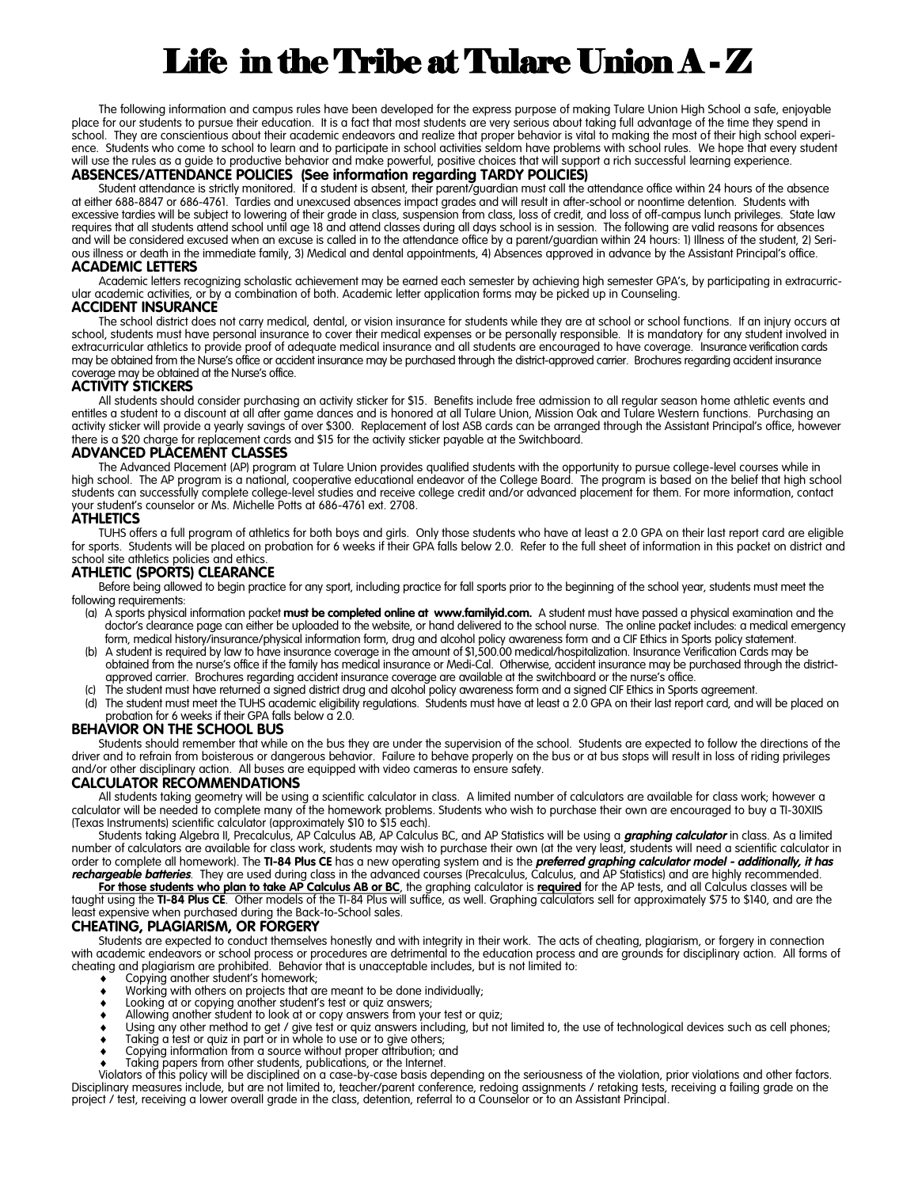# Life in the Tribe at Tulare Union A - Z

The following information and campus rules have been developed for the express purpose of making Tulare Union High School a safe, enjoyable place for our students to pursue their education. It is a fact that most students are very serious about taking full advantage of the time they spend in school. They are conscientious about their academic endeavors and realize that proper behavior is vital to making the most of their high school experience. Students who come to school to learn and to participate in school activities seldom have problems with school rules. We hope that every student will use the rules as a guide to productive behavior and make powerful, positive choices that will support a rich successful learning experience.

### ABSENCES/ATTENDANCE POLICIES (See information regarding TARDY POLICIES)

Student attendance is strictly monitored. If a student is absent, their parent/guardian must call the attendance office within 24 hours of the absence at either 688-8847 or 686-4761. Tardies and unexcused absences impact grades and will result in after-school or noontime detention. Students with excessive tardies will be subject to lowering of their grade in class, suspension from class, loss of credit, and loss of off-campus lunch privileges. State law requires that all students attend school until age 18 and attend classes during all days school is in session. The following are valid reasons for absences and will be considered excused when an excuse is called in to the attendance office by a parent/guardian within 24 hours: 1) Illness of the student, 2) Serious illness or death in the immediate family, 3) Medical and dental appointments, 4) Absences approved in advance by the Assistant Principal's office.

### ACADEMIC LETTERS

Academic letters recognizing scholastic achievement may be earned each semester by achieving high semester GPA's, by participating in extracurricular academic activities, or by a combination of both. Academic letter application forms may be picked up in Counseling.

### ACCIDENT INSURANCE

The school district does not carry medical, dental, or vision insurance for students while they are at school or school functions. If an injury occurs at school, students must have personal insurance to cover their medical expenses or be personally responsible. It is mandatory for any student involved in extracurricular athletics to provide proof of adequate medical insurance and all students are encouraged to have coverage. Insurance verification cards may be obtained from the Nurse's office or accident insurance may be purchased through the district-approved carrier. Brochures regarding accident insurance coverage may be obtained at the Nurse's office.

### ACTIVITY STICKERS

All students should consider purchasing an activity sticker for $15. Benefits include free admission to all regular season home athletic events and entitles a student to a discount at all after game dances and is honored at all Tulare Union, Mission Oak and Tulare Western functions. Purchasing an activity sticker will provide a yearly savings of over $300. Replacement of lost ASB cards can be arranged through the Assistant Principal's office, however there is a $20 charge for replacement cards and $15 for the activity sticker payable at the Switchboard.

### ADVANCED PLACEMENT CLASSES

The Advanced Placement (AP) program at Tulare Union provides qualified students with the opportunity to pursue college-level courses while in high school. The AP program is a national, cooperative educational endeavor of the College Board. The program is based on the belief that high school students can successfully complete college-level studies and receive college credit and/or advanced placement for them. For more information, contact your student's counselor or Ms. Michelle Potts at 686-4761 ext. 2708.

### ATHLETICS

TUHS offers a full program of athletics for both boys and girls. Only those students who have at least a 2.0 GPA on their last report card are eligible for sports. Students will be placed on probation for 6 weeks if their GPA falls below 2.0. Refer to the full sheet of information in this packet on district and school site athletics policies and ethics.

### ATHLETIC (SPORTS) CLEARANCE

Before being allowed to begin practice for any sport, including practice for fall sports prior to the beginning of the school year, students must meet the following requirements:

(a) A sports physical information packet **must be completed online at www.familyid.com.** A student must have passed a physical examination and the doctor's clearance page can either be uploaded to the website, or hand delivered to the school nurse. The online packet includes: a medical emergency form, medical history/insurance/physical information form, drug and alcohol policy awareness form and a CIF Ethics in Sports policy statement.

(b) A student is required by law to have insurance coverage in the amount of $1,500.00 medical/hospitalization. Insurance Verification Cards may be obtained from the nurse's office if the family has medical insurance or Medi-Cal. Otherwise, accident insurance may be purchased through the district-approved carrier. Brochures regarding accident insurance coverage are available at the switchboard or the nurse's office.

(c) The student must have returned a signed district drug and alcohol policy awareness form and a signed CIF Ethics in Sports agreement.

(d) The student must meet the TUHS academic eligibility regulations. Students must have at least a 2.0 GPA on their last report card, and will be placed on probation for 6 weeks if their GPA falls below a 2.0.

### BEHAVIOR ON THE SCHOOL BUS

Students should remember that while on the bus they are under the supervision of the school. Students are expected to follow the directions of the driver and to refrain from boisterous or dangerous behavior. Failure to behave properly on the bus or at bus stops will result in loss of riding privileges and/or other disciplinary action. All buses are equipped with video cameras to ensure safety.

### CALCULATOR RECOMMENDATIONS

All students taking geometry will be using a scientific calculator in class. A limited number of calculators are available for class work; however a calculator will be needed to complete many of the homework problems. Students who wish to purchase their own are encouraged to buy a TI-30XIIS (Texas Instruments) scientific calculator (approximately $10 to $15 each).

Students taking Algebra II, Precalculus, AP Calculus AB, AP Calculus BC, and AP Statistics will be using a ***graphing calculator*** in class. As a limited number of calculators are available for class work, students may wish to purchase their own (at the very least, students will need a scientific calculator in order to complete all homework). The **TI-84 Plus CE** has a new operating system and is the ***preferred graphing calculator model - additionally, it has rechargeable batteries***. They are used during class in the advanced courses (Precalculus, Calculus, and AP Statistics) and are highly recommended.

**For those students who plan to take AP Calculus AB or BC**, the graphing calculator is **required** for the AP tests, and all Calculus classes will be taught using the **TI-84 Plus CE**. Other models of the TI-84 Plus will suffice, as well. Graphing calculators sell for approximately $75 to $140, and are the least expensive when purchased during the Back-to-School sales.

### CHEATING, PLAGIARISM, OR FORGERY

Students are expected to conduct themselves honestly and with integrity in their work. The acts of cheating, plagiarism, or forgery in connection with academic endeavors or school process or procedures are detrimental to the education process and are grounds for disciplinary action. All forms of cheating and plagiarism are prohibited. Behavior that is unacceptable includes, but is not limited to:

- Copying another student's homework;
- Working with others on projects that are meant to be done individually;
- Looking at or copying another student's test or quiz answers;
- Allowing another student to look at or copy answers from your test or quiz;
- Using any other method to get / give test or quiz answers including, but not limited to, the use of technological devices such as cell phones;
- Taking a test or quiz in part or in whole to use or to give others;
- Copying information from a source without proper attribution; and
- Taking papers from other students, publications, or the Internet.

Violators of this policy will be disciplined on a case-by-case basis depending on the seriousness of the violation, prior violations and other factors. Disciplinary measures include, but are not limited to, teacher/parent conference, redoing assignments / retaking tests, receiving a failing grade on the project / test, receiving a lower overall grade in the class, detention, referral to a Counselor or to an Assistant Principal.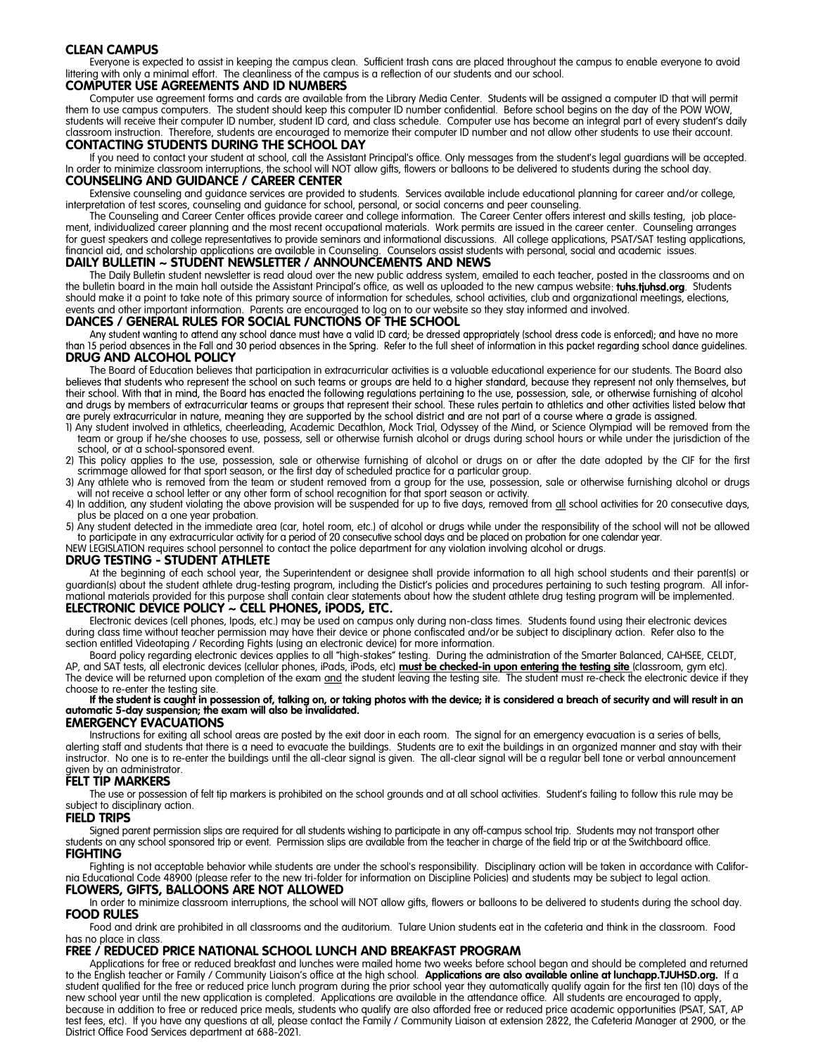## CLEAN CAMPUS

Everyone is expected to assist in keeping the campus clean. Sufficient trash cans are placed throughout the campus to enable everyone to avoid littering with only a minimal effort. The cleanliness of the campus is a reflection of our students and our school.

## COMPUTER USE AGREEMENTS AND ID NUMBERS

Computer use agreement forms and cards are available from the Library Media Center. Students will be assigned a computer ID that will permit them to use campus computers. The student should keep this computer ID number confidential. Before school begins on the day of the POW WOW, students will receive their computer ID number, student ID card, and class schedule. Computer use has become an integral part of every student's daily classroom instruction. Therefore, students are encouraged to memorize their computer ID number and not allow other students to use their account.

## CONTACTING STUDENTS DURING THE SCHOOL DAY

If you need to contact your student at school, call the Assistant Principal's office. Only messages from the student's legal guardians will be accepted. In order to minimize classroom interruptions, the school will NOT allow gifts, flowers or balloons to be delivered to students during the school day.

## COUNSELING AND GUIDANCE / CAREER CENTER

Extensive counseling and guidance services are provided to students. Services available include educational planning for career and/or college, interpretation of test scores, counseling and guidance for school, personal, or social concerns and peer counseling.

The Counseling and Career Center offices provide career and college information. The Career Center offers interest and skills testing, job placement, individualized career planning and the most recent occupational materials. Work permits are issued in the career center. Counseling arranges for guest speakers and college representatives to provide seminars and informational discussions. All college applications, PSAT/SAT testing applications, financial aid, and scholarship applications are available in Counseling. Counselors assist students with personal, social and academic issues.

## DAILY BULLETIN ~ STUDENT NEWSLETTER / ANNOUNCEMENTS AND NEWS

The Daily Bulletin student newsletter is read aloud over the new public address system, emailed to each teacher, posted in the classrooms and on the bulletin board in the main hall outside the Assistant Principal's office, as well as uploaded to the new campus website: **tuhs.tjuhsd.org**. Students should make it a point to take note of this primary source of information for schedules, school activities, club and organizational meetings, elections, events and other important information. Parents are encouraged to log on to our website so they stay informed and involved.

## DANCES / GENERAL RULES FOR SOCIAL FUNCTIONS OF THE SCHOOL

Any student wanting to attend any school dance must have a valid ID card; be dressed appropriately (school dress code is enforced); and have no more than 15 period absences in the Fall and 30 period absences in the Spring. Refer to the full sheet of information in this packet regarding school dance guidelines.

## DRUG AND ALCOHOL POLICY

The Board of Education believes that participation in extracurricular activities is a valuable educational experience for our students. The Board also believes that students who represent the school on such teams or groups are held to a higher standard, because they represent not only themselves, but their school. With that in mind, the Board has enacted the following regulations pertaining to the use, possession, sale, or otherwise furnishing of alcohol and drugs by members of extracurricular teams or groups that represent their school. These rules pertain to athletics and other activities listed below that are purely extracurricular in nature, meaning they are supported by the school district and are not part of a course where a grade is assigned.

1) Any student involved in athletics, cheerleading, Academic Decathlon, Mock Trial, Odyssey of the Mind, or Science Olympiad will be removed from the team or group if he/she chooses to use, possess, sell or otherwise furnish alcohol or drugs during school hours or while under the jurisdiction of the school, or at a school-sponsored event.
2) This policy applies to the use, possession, sale or otherwise furnishing of alcohol or drugs on or after the date adopted by the CIF for the first scrimmage allowed for that sport season, or the first day of scheduled practice for a particular group.
3) Any athlete who is removed from the team or student removed from a group for the use, possession, sale or otherwise furnishing alcohol or drugs will not receive a school letter or any other form of school recognition for that sport season or activity.
4) In addition, any student violating the above provision will be suspended for up to five days, removed from all school activities for 20 consecutive days, plus be placed on a one year probation.
5) Any student detected in the immediate area (car, hotel room, etc.) of alcohol or drugs while under the responsibility of the school will not be allowed to participate in any extracurricular activity for a period of 20 consecutive school days and be placed on probation for one calendar year.

NEW LEGISLATION requires school personnel to contact the police department for any violation involving alcohol or drugs.

## DRUG TESTING - STUDENT ATHLETE

At the beginning of each school year, the Superintendent or designee shall provide information to all high school students and their parent(s) or guardian(s) about the student athlete drug-testing program, including the Distict's policies and procedures pertaining to such testing program. All informational materials provided for this purpose shall contain clear statements about how the student athlete drug testing program will be implemented.

## ELECTRONIC DEVICE POLICY ~ CELL PHONES, iPODS, ETC.

Electronic devices (cell phones, Ipods, etc.) may be used on campus only during non-class times. Students found using their electronic devices during class time without teacher permission may have their device or phone confiscated and/or be subject to disciplinary action. Refer also to the section entitled Videotaping / Recording Fights (using an electronic device) for more information.

Board policy regarding electronic devices applies to all "high-stakes" testing. During the administration of the Smarter Balanced, CAHSEE, CELDT, AP, and SAT tests, all electronic devices (cellular phones, iPads, iPods, etc) **must be checked-in upon entering the testing site** (classroom, gym etc). The device will be returned upon completion of the exam and the student leaving the testing site. The student must re-check the electronic device if they choose to re-enter the testing site.

**If the student is caught in possession of, talking on, or taking photos with the device; it is considered a breach of security and will result in an automatic 5-day suspension; the exam will also be invalidated.**

## EMERGENCY EVACUATIONS

Instructions for exiting all school areas are posted by the exit door in each room. The signal for an emergency evacuation is a series of bells, alerting staff and students that there is a need to evacuate the buildings. Students are to exit the buildings in an organized manner and stay with their instructor. No one is to re-enter the buildings until the all-clear signal is given. The all-clear signal will be a regular bell tone or verbal announcement given by an administrator.

## FELT TIP MARKERS

The use or possession of felt tip markers is prohibited on the school grounds and at all school activities. Student's failing to follow this rule may be subject to disciplinary action.

## FIELD TRIPS

Signed parent permission slips are required for all students wishing to participate in any off-campus school trip. Students may not transport other students on any school sponsored trip or event. Permission slips are available from the teacher in charge of the field trip or at the Switchboard office.

## FIGHTING

Fighting is not acceptable behavior while students are under the school's responsibility. Disciplinary action will be taken in accordance with California Educational Code 48900 (please refer to the new tri-folder for information on Discipline Policies) and students may be subject to legal action.

## FLOWERS, GIFTS, BALLOONS ARE NOT ALLOWED

In order to minimize classroom interruptions, the school will NOT allow gifts, flowers or balloons to be delivered to students during the school day.

## FOOD RULES

Food and drink are prohibited in all classrooms and the auditorium. Tulare Union students eat in the cafeteria and think in the classroom. Food has no place in class.

## FREE / REDUCED PRICE NATIONAL SCHOOL LUNCH AND BREAKFAST PROGRAM

Applications for free or reduced breakfast and lunches were mailed home two weeks before school began and should be completed and returned to the English teacher or Family / Community Liaison's office at the high school. **Applications are also available online at lunchapp.TJUHSD.org.** If a student qualified for the free or reduced price lunch program during the prior school year they automatically qualify again for the first ten (10) days of the new school year until the new application is completed. Applications are available in the attendance office. All students are encouraged to apply, because in addition to free or reduced price meals, students who qualify are also afforded free or reduced price academic opportunities (PSAT, SAT, AP test fees, etc). If you have any questions at all, please contact the Family / Community Liaison at extension 2822, the Cafeteria Manager at 2900, or the District Office Food Services department at 688-2021.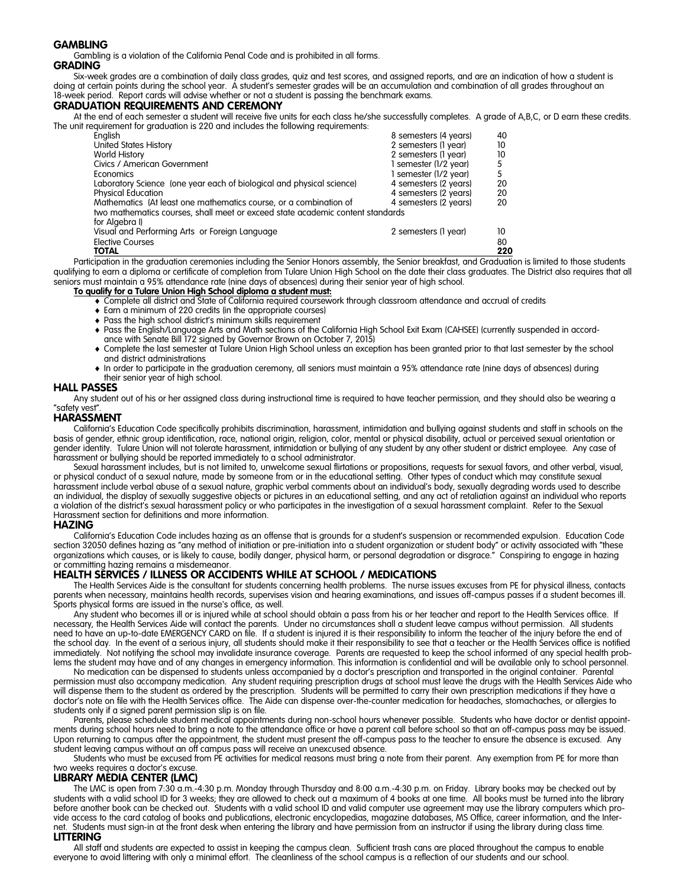## GAMBLING

Gambling is a violation of the California Penal Code and is prohibited in all forms.

## GRADING

Six-week grades are a combination of daily class grades, quiz and test scores, and assigned reports, and are an indication of how a student is doing at certain points during the school year. A student's semester grades will be an accumulation and combination of all grades throughout an 18-week period. Report cards will advise whether or not a student is passing the benchmark exams.

## GRADUATION REQUIREMENTS AND CEREMONY

At the end of each semester a student will receive five units for each class he/she successfully completes. A grade of A,B,C, or D earn these credits. The unit requirement for graduation is 220 and includes the following requirements:

| Course | Duration | Units |
|---|---|---|
| English | 8 semesters (4 years) | 40 |
| United States History | 2 semesters (1 year) | 10 |
| World History | 2 semesters (1 year) | 10 |
| Civics / American Government | 1 semester (1/2 year) | 5 |
| Economics | 1 semester (1/2 year) | 5 |
| Laboratory Science (one year each of biological and physical science) | 4 semesters (2 years) | 20 |
| Physical Education | 4 semesters (2 years) | 20 |
| Mathematics (At least one mathematics course, or a combination of two mathematics courses, shall meet or exceed state academic content standards for Algebra I) | 4 semesters (2 years) | 20 |
| Visual and Performing Arts or Foreign Language | 2 semesters (1 year) | 10 |
| Elective Courses | | 80 |
| **TOTAL** | | **220** |

Participation in the graduation ceremonies including the Senior Honors assembly, the Senior breakfast, and Graduation is limited to those students qualifying to earn a diploma or certificate of completion from Tulare Union High School on the date their class graduates. The District also requires that all seniors must maintain a 95% attendance rate (nine days of absences) during their senior year of high school.

**To qualify for a Tulare Union High School diploma a student must:**

- Complete all district and State of California required coursework through classroom attendance and accrual of credits
- Earn a minimum of 220 credits (in the appropriate courses)
- Pass the high school district's minimum skills requirement
- Pass the English/Language Arts and Math sections of the California High School Exit Exam (CAHSEE) (currently suspended in accordance with Senate Bill 172 signed by Governor Brown on October 7, 2015)
- Complete the last semester at Tulare Union High School unless an exception has been granted prior to that last semester by the school and district administrations
- In order to participate in the graduation ceremony, all seniors must maintain a 95% attendance rate (nine days of absences) during their senior year of high school.

## HALL PASSES

Any student out of his or her assigned class during instructional time is required to have teacher permission, and they should also be wearing a "safety vest".

## HARASSMENT

California's Education Code specifically prohibits discrimination, harassment, intimidation and bullying against students and staff in schools on the basis of gender, ethnic group identification, race, national origin, religion, color, mental or physical disability, actual or perceived sexual orientation or gender identity. Tulare Union will not tolerate harassment, intimidation or bullying of any student by any other student or district employee. Any case of harassment or bullying should be reported immediately to a school administrator.

Sexual harassment includes, but is not limited to, unwelcome sexual flirtations or propositions, requests for sexual favors, and other verbal, visual, or physical conduct of a sexual nature, made by someone from or in the educational setting. Other types of conduct which may constitute sexual harassment include verbal abuse of a sexual nature, graphic verbal comments about an individual's body, sexually degrading words used to describe an individual, the display of sexually suggestive objects or pictures in an educational setting, and any act of retaliation against an individual who reports a violation of the district's sexual harassment policy or who participates in the investigation of a sexual harassment complaint. Refer to the Sexual Harassment section for definitions and more information.

## HAZING

California's Education Code includes hazing as an offense that is grounds for a student's suspension or recommended expulsion. Education Code section 32050 defines hazing as "any method of initiation or pre-initiation into a student organization or student body" or activity associated with "these organizations which causes, or is likely to cause, bodily danger, physical harm, or personal degradation or disgrace." Conspiring to engage in hazing or committing hazing remains a misdemeanor.

## HEALTH SERVICES / ILLNESS OR ACCIDENTS WHILE AT SCHOOL / MEDICATIONS

The Health Services Aide is the consultant for students concerning health problems. The nurse issues excuses from PE for physical illness, contacts parents when necessary, maintains health records, supervises vision and hearing examinations, and issues off-campus passes if a student becomes ill. Sports physical forms are issued in the nurse's office, as well.

Any student who becomes ill or is injured while at school should obtain a pass from his or her teacher and report to the Health Services office. If necessary, the Health Services Aide will contact the parents. Under no circumstances shall a student leave campus without permission. All students need to have an up-to-date EMERGENCY CARD on file. If a student is injured it is their responsibility to inform the teacher of the injury before the end of the school day. In the event of a serious injury, all students should make it their responsibility to see that a teacher or the Health Services office is notified immediately. Not notifying the school may invalidate insurance coverage. Parents are requested to keep the school informed of any special health problems the student may have and of any changes in emergency information. This information is confidential and will be available only to school personnel.

No medication can be dispensed to students unless accompanied by a doctor's prescription and transported in the original container. Parental permission must also accompany medication. Any student requiring prescription drugs at school must leave the drugs with the Health Services Aide who will dispense them to the student as ordered by the prescription. Students will be permitted to carry their own prescription medications if they have a doctor's note on file with the Health Services office. The Aide can dispense over-the-counter medication for headaches, stomachaches, or allergies to students only if a signed parent permission slip is on file.

Parents, please schedule student medical appointments during non-school hours whenever possible. Students who have doctor or dentist appointments during school hours need to bring a note to the attendance office or have a parent call before school so that an off-campus pass may be issued. Upon returning to campus after the appointment, the student must present the off-campus pass to the teacher to ensure the absence is excused. Any student leaving campus without an off campus pass will receive an unexcused absence.

Students who must be excused from PE activities for medical reasons must bring a note from their parent. Any exemption from PE for more than two weeks requires a doctor's excuse.

## LIBRARY MEDIA CENTER (LMC)

The LMC is open from 7:30 a.m.-4:30 p.m. Monday through Thursday and 8:00 a.m.-4:30 p.m. on Friday. Library books may be checked out by students with a valid school ID for 3 weeks; they are allowed to check out a maximum of 4 books at one time. All books must be turned into the library before another book can be checked out. Students with a valid school ID and valid computer use agreement may use the library computers which provide access to the card catalog of books and publications, electronic encyclopedias, magazine databases, MS Office, career information, and the Internet. Students must sign-in at the front desk when entering the library and have permission from an instructor if using the library during class time.

## LITTERING

All staff and students are expected to assist in keeping the campus clean. Sufficient trash cans are placed throughout the campus to enable everyone to avoid littering with only a minimal effort. The cleanliness of the school campus is a reflection of our students and our school.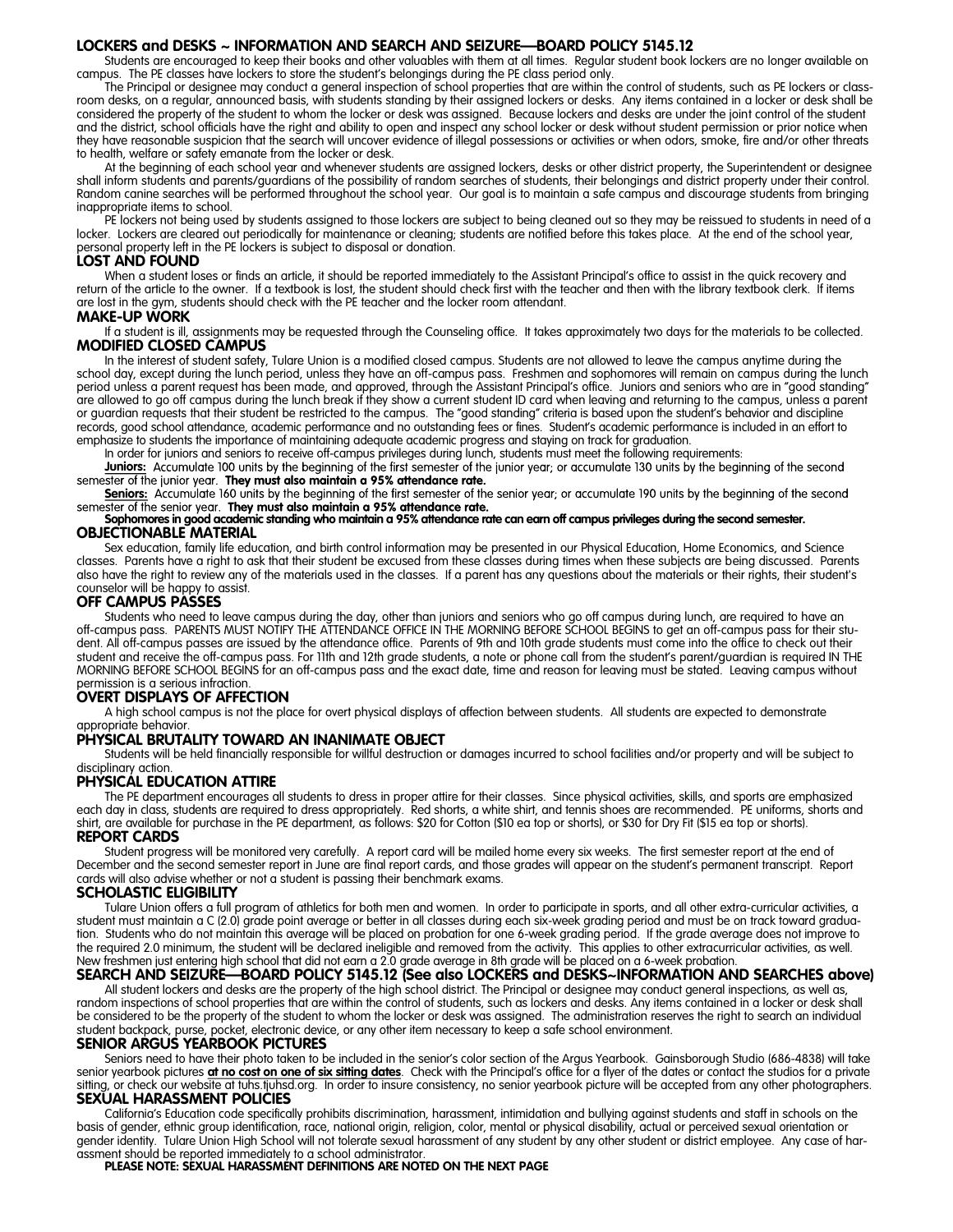## LOCKERS and DESKS ~ INFORMATION AND SEARCH AND SEIZURE—BOARD POLICY 5145.12

Students are encouraged to keep their books and other valuables with them at all times. Regular student book lockers are no longer available on campus. The PE classes have lockers to store the student's belongings during the PE class period only.

The Principal or designee may conduct a general inspection of school properties that are within the control of students, such as PE lockers or classroom desks, on a regular, announced basis, with students standing by their assigned lockers or desks. Any items contained in a locker or desk shall be considered the property of the student to whom the locker or desk was assigned. Because lockers and desks are under the joint control of the student and the district, school officials have the right and ability to open and inspect any school locker or desk without student permission or prior notice when they have reasonable suspicion that the search will uncover evidence of illegal possessions or activities or when odors, smoke, fire and/or other threats to health, welfare or safety emanate from the locker or desk.

At the beginning of each school year and whenever students are assigned lockers, desks or other district property, the Superintendent or designee shall inform students and parents/guardians of the possibility of random searches of students, their belongings and district property under their control. Random canine searches will be performed throughout the school year. Our goal is to maintain a safe campus and discourage students from bringing inappropriate items to school.

PE lockers not being used by students assigned to those lockers are subject to being cleaned out so they may be reissued to students in need of a locker. Lockers are cleared out periodically for maintenance or cleaning; students are notified before this takes place. At the end of the school year, personal property left in the PE lockers is subject to disposal or donation.

## LOST AND FOUND

When a student loses or finds an article, it should be reported immediately to the Assistant Principal's office to assist in the quick recovery and return of the article to the owner. If a textbook is lost, the student should check first with the teacher and then with the library textbook clerk. If items are lost in the gym, students should check with the PE teacher and the locker room attendant.

## MAKE-UP WORK

If a student is ill, assignments may be requested through the Counseling office. It takes approximately two days for the materials to be collected.

## MODIFIED CLOSED CAMPUS

In the interest of student safety, Tulare Union is a modified closed campus. Students are not allowed to leave the campus anytime during the school day, except during the lunch period, unless they have an off-campus pass. Freshmen and sophomores will remain on campus during the lunch period unless a parent request has been made, and approved, through the Assistant Principal's office. Juniors and seniors who are in "good standing" are allowed to go off campus during the lunch break if they show a current student ID card when leaving and returning to the campus, unless a parent or guardian requests that their student be restricted to the campus. The "good standing" criteria is based upon the student's behavior and discipline records, good school attendance, academic performance and no outstanding fees or fines. Student's academic performance is included in an effort to emphasize to students the importance of maintaining adequate academic progress and staying on track for graduation.

In order for juniors and seniors to receive off-campus privileges during lunch, students must meet the following requirements:

**Juniors:** Accumulate 100 units by the beginning of the first semester of the junior year; or accumulate 130 units by the beginning of the second semester of the junior year. **They must also maintain a 95% attendance rate.**

**Seniors:** Accumulate 160 units by the beginning of the first semester of the senior year; or accumulate 190 units by the beginning of the second semester of the senior year. **They must also maintain a 95% attendance rate.**

**Sophomores in good academic standing who maintain a 95% attendance rate can earn off campus privileges during the second semester.**

## OBJECTIONABLE MATERIAL

Sex education, family life education, and birth control information may be presented in our Physical Education, Home Economics, and Science classes. Parents have a right to ask that their student be excused from these classes during times when these subjects are being discussed. Parents also have the right to review any of the materials used in the classes. If a parent has any questions about the materials or their rights, their student's counselor will be happy to assist.

## OFF CAMPUS PASSES

Students who need to leave campus during the day, other than juniors and seniors who go off campus during lunch, are required to have an off-campus pass. PARENTS MUST NOTIFY THE ATTENDANCE OFFICE IN THE MORNING BEFORE SCHOOL BEGINS to get an off-campus pass for their student. All off-campus passes are issued by the attendance office. Parents of 9th and 10th grade students must come into the office to check out their student and receive the off-campus pass. For 11th and 12th grade students, a note or phone call from the student's parent/guardian is required IN THE MORNING BEFORE SCHOOL BEGINS for an off-campus pass and the exact date, time and reason for leaving must be stated. Leaving campus without permission is a serious infraction.

## OVERT DISPLAYS OF AFFECTION

A high school campus is not the place for overt physical displays of affection between students. All students are expected to demonstrate appropriate behavior.

## PHYSICAL BRUTALITY TOWARD AN INANIMATE OBJECT

Students will be held financially responsible for willful destruction or damages incurred to school facilities and/or property and will be subject to disciplinary action.

## PHYSICAL EDUCATION ATTIRE

The PE department encourages all students to dress in proper attire for their classes. Since physical activities, skills, and sports are emphasized each day in class, students are required to dress appropriately. Red shorts, a white shirt, and tennis shoes are recommended. PE uniforms, shorts and shirt, are available for purchase in the PE department, as follows: $20 for Cotton ($10 ea top or shorts), or $30 for Dry Fit ($15 ea top or shorts).

## REPORT CARDS

Student progress will be monitored very carefully. A report card will be mailed home every six weeks. The first semester report at the end of December and the second semester report in June are final report cards, and those grades will appear on the student's permanent transcript. Report cards will also advise whether or not a student is passing their benchmark exams.

## SCHOLASTIC ELIGIBILITY

Tulare Union offers a full program of athletics for both men and women. In order to participate in sports, and all other extra-curricular activities, a student must maintain a C (2.0) grade point average or better in all classes during each six-week grading period and must be on track toward graduation. Students who do not maintain this average will be placed on probation for one 6-week grading period. If the grade average does not improve to the required 2.0 minimum, the student will be declared ineligible and removed from the activity. This applies to other extracurricular activities, as well. New freshmen just entering high school that did not earn a 2.0 grade average in 8th grade will be placed on a 6-week probation.

## SEARCH AND SEIZURE—BOARD POLICY 5145.12 (See also LOCKERS and DESKS~INFORMATION AND SEARCHES above)

All student lockers and desks are the property of the high school district. The Principal or designee may conduct general inspections, as well as, random inspections of school properties that are within the control of students, such as lockers and desks. Any items contained in a locker or desk shall be considered to be the property of the student to whom the locker or desk was assigned. The administration reserves the right to search an individual student backpack, purse, pocket, electronic device, or any other item necessary to keep a safe school environment.

## SENIOR ARGUS YEARBOOK PICTURES

Seniors need to have their photo taken to be included in the senior's color section of the Argus Yearbook. Gainsborough Studio (686-4838) will take senior yearbook pictures **at no cost on one of six sitting dates**. Check with the Principal's office for a flyer of the dates or contact the studios for a private sitting, or check our website at tuhs.tjuhsd.org. In order to insure consistency, no senior yearbook picture will be accepted from any other photographers.

## SEXUAL HARASSMENT POLICIES

California's Education code specifically prohibits discrimination, harassment, intimidation and bullying against students and staff in schools on the basis of gender, ethnic group identification, race, national origin, religion, color, mental or physical disability, actual or perceived sexual orientation or gender identity. Tulare Union High School will not tolerate sexual harassment of any student by any other student or district employee. Any case of harassment should be reported immediately to a school administrator.

**PLEASE NOTE: SEXUAL HARASSMENT DEFINITIONS ARE NOTED ON THE NEXT PAGE**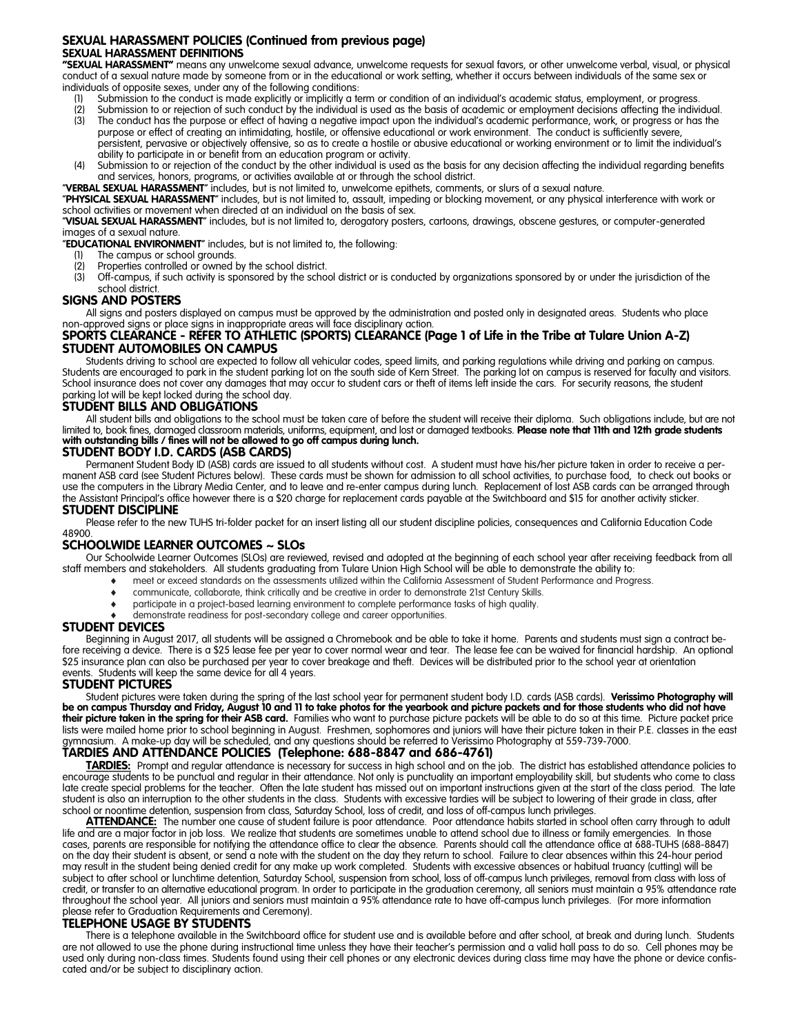## SEXUAL HARASSMENT POLICIES (Continued from previous page)

### SEXUAL HARASSMENT DEFINITIONS

**"SEXUAL HARASSMENT"** means any unwelcome sexual advance, unwelcome requests for sexual favors, or other unwelcome verbal, visual, or physical conduct of a sexual nature made by someone from or in the educational or work setting, whether it occurs between individuals of the same sex or individuals of opposite sexes, under any of the following conditions:

1. Submission to the conduct is made explicitly or implicitly a term or condition of an individual's academic status, employment, or progress.
2. Submission to or rejection of such conduct by the individual is used as the basis of academic or employment decisions affecting the individual.
3. The conduct has the purpose or effect of having a negative impact upon the individual's academic performance, work, or progress or has the purpose or effect of creating an intimidating, hostile, or offensive educational or work environment. The conduct is sufficiently severe, persistent, pervasive or objectively offensive, so as to create a hostile or abusive educational or working environment or to limit the individual's ability to participate in or benefit from an education program or activity.
4. Submission to or rejection of the conduct by the other individual is used as the basis for any decision affecting the individual regarding benefits and services, honors, programs, or activities available at or through the school district.

"**VERBAL SEXUAL HARASSMENT**" includes, but is not limited to, unwelcome epithets, comments, or slurs of a sexual nature.

"**PHYSICAL SEXUAL HARASSMENT**" includes, but is not limited to, assault, impeding or blocking movement, or any physical interference with work or school activities or movement when directed at an individual on the basis of sex.

"**VISUAL SEXUAL HARASSMENT**" includes, but is not limited to, derogatory posters, cartoons, drawings, obscene gestures, or computer-generated images of a sexual nature.

"**EDUCATIONAL ENVIRONMENT**" includes, but is not limited to, the following:

1. The campus or school grounds.
2. Properties controlled or owned by the school district.
3. Off-campus, if such activity is sponsored by the school district or is conducted by organizations sponsored by or under the jurisdiction of the school district.

## SIGNS AND POSTERS

All signs and posters displayed on campus must be approved by the administration and posted only in designated areas. Students who place non-approved signs or place signs in inappropriate areas will face disciplinary action.

## SPORTS CLEARANCE - REFER TO ATHLETIC (SPORTS) CLEARANCE (Page 1 of Life in the Tribe at Tulare Union A-Z)

## STUDENT AUTOMOBILES ON CAMPUS

Students driving to school are expected to follow all vehicular codes, speed limits, and parking regulations while driving and parking on campus. Students are encouraged to park in the student parking lot on the south side of Kern Street. The parking lot on campus is reserved for faculty and visitors. School insurance does not cover any damages that may occur to student cars or theft of items left inside the cars. For security reasons, the student parking lot will be kept locked during the school day.

## STUDENT BILLS AND OBLIGATIONS

All student bills and obligations to the school must be taken care of before the student will receive their diploma. Such obligations include, but are not limited to, book fines, damaged classroom materials, uniforms, equipment, and lost or damaged textbooks. **Please note that 11th and 12th grade students with outstanding bills / fines will not be allowed to go off campus during lunch.**

## STUDENT BODY I.D. CARDS (ASB CARDS)

Permanent Student Body ID (ASB) cards are issued to all students without cost. A student must have his/her picture taken in order to receive a permanent ASB card (see Student Pictures below). These cards must be shown for admission to all school activities, to purchase food, to check out books or use the computers in the Library Media Center, and to leave and re-enter campus during lunch. Replacement of lost ASB cards can be arranged through the Assistant Principal's office however there is a $20 charge for replacement cards payable at the Switchboard and $15 for another activity sticker.

## STUDENT DISCIPLINE

Please refer to the new TUHS tri-folder packet for an insert listing all our student discipline policies, consequences and California Education Code 48900.

## SCHOOLWIDE LEARNER OUTCOMES ~ SLOs

Our Schoolwide Learner Outcomes (SLOs) are reviewed, revised and adopted at the beginning of each school year after receiving feedback from all staff members and stakeholders. All students graduating from Tulare Union High School will be able to demonstrate the ability to:

- meet or exceed standards on the assessments utilized within the California Assessment of Student Performance and Progress.
- communicate, collaborate, think critically and be creative in order to demonstrate 21st Century Skills.
- participate in a project-based learning environment to complete performance tasks of high quality.
- demonstrate readiness for post-secondary college and career opportunities.

## STUDENT DEVICES

Beginning in August 2017, all students will be assigned a Chromebook and be able to take it home. Parents and students must sign a contract before receiving a device. There is a $25 lease fee per year to cover normal wear and tear. The lease fee can be waived for financial hardship. An optional $25 insurance plan can also be purchased per year to cover breakage and theft. Devices will be distributed prior to the school year at orientation events. Students will keep the same device for all 4 years.

## STUDENT PICTURES

Student pictures were taken during the spring of the last school year for permanent student body I.D. cards (ASB cards). **Verissimo Photography will be on campus Thursday and Friday, August 10 and 11 to take photos for the yearbook and picture packets and for those students who did not have their picture taken in the spring for their ASB card.** Families who want to purchase picture packets will be able to do so at this time. Picture packet price lists were mailed home prior to school beginning in August. Freshmen, sophomores and juniors will have their picture taken in their P.E. classes in the east gymnasium. A make-up day will be scheduled, and any questions should be referred to Verissimo Photography at 559-739-7000.

## TARDIES AND ATTENDANCE POLICIES (Telephone: 688-8847 and 686-4761)

**TARDIES:** Prompt and regular attendance is necessary for success in high school and on the job. The district has established attendance policies to encourage students to be punctual and regular in their attendance. Not only is punctuality an important employability skill, but students who come to class late create special problems for the teacher. Often the late student has missed out on important instructions given at the start of the class period. The late student is also an interruption to the other students in the class. Students with excessive tardies will be subject to lowering of their grade in class, after school or noontime detention, suspension from class, Saturday School, loss of credit, and loss of off-campus lunch privileges.

**ATTENDANCE:** The number one cause of student failure is poor attendance. Poor attendance habits started in school often carry through to adult life and are a major factor in job loss. We realize that students are sometimes unable to attend school due to illness or family emergencies. In those cases, parents are responsible for notifying the attendance office to clear the absence. Parents should call the attendance office at 688-TUHS (688-8847) on the day their student is absent, or send a note with the student on the day they return to school. Failure to clear absences within this 24-hour period may result in the student being denied credit for any make up work completed. Students with excessive absences or habitual truancy (cutting) will be subject to after school or lunchtime detention, Saturday School, suspension from school, loss of off-campus lunch privileges, removal from class with loss of credit, or transfer to an alternative educational program. In order to participate in the graduation ceremony, all seniors must maintain a 95% attendance rate throughout the school year. All juniors and seniors must maintain a 95% attendance rate to have off-campus lunch privileges. (For more information please refer to Graduation Requirements and Ceremony).

## TELEPHONE USAGE BY STUDENTS

There is a telephone available in the Switchboard office for student use and is available before and after school, at break and during lunch. Students are not allowed to use the phone during instructional time unless they have their teacher's permission and a valid hall pass to do so. Cell phones may be used only during non-class times. Students found using their cell phones or any electronic devices during class time may have the phone or device confiscated and/or be subject to disciplinary action.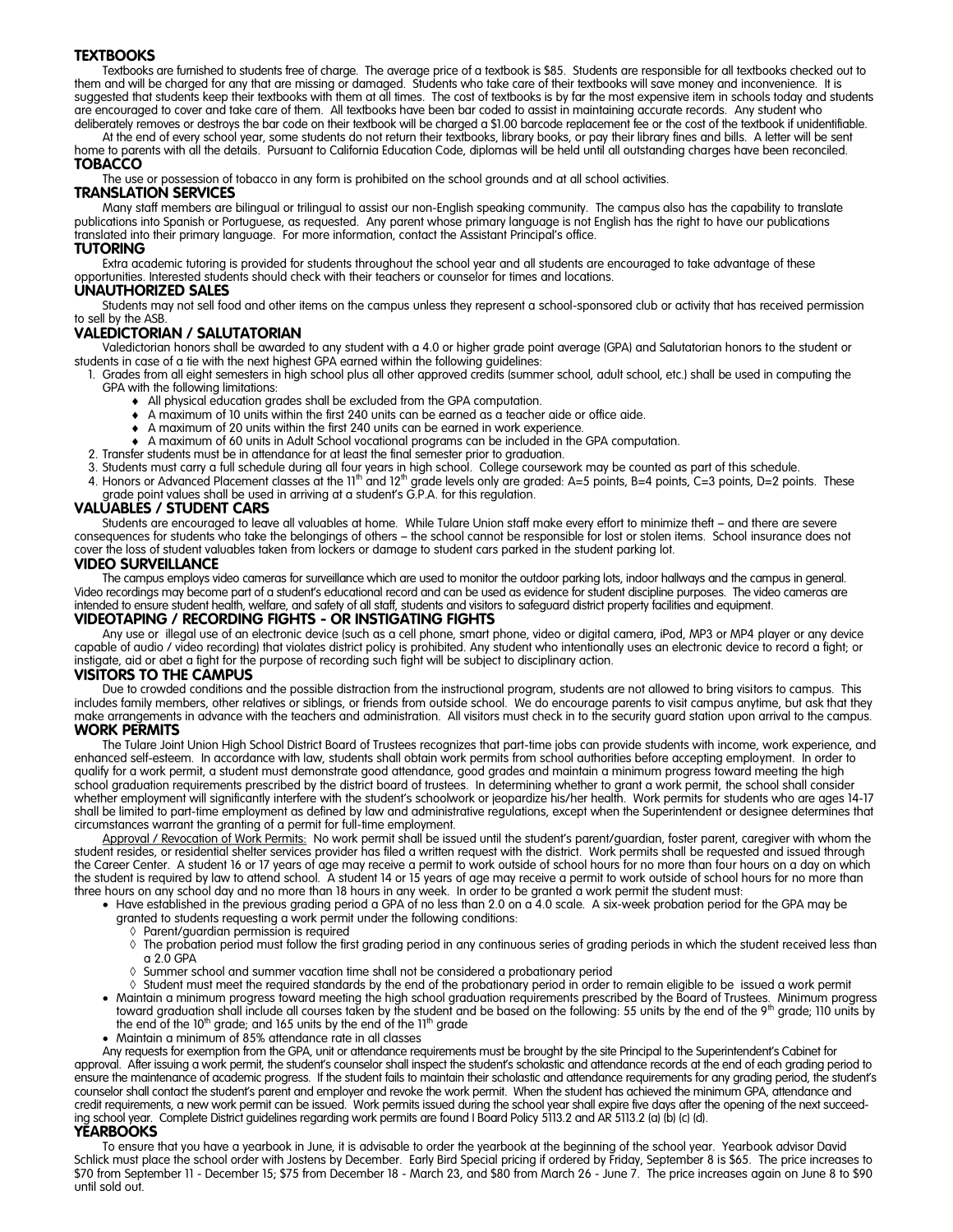## TEXTBOOKS

Textbooks are furnished to students free of charge. The average price of a textbook is $85. Students are responsible for all textbooks checked out to them and will be charged for any that are missing or damaged. Students who take care of their textbooks will save money and inconvenience. It is suggested that students keep their textbooks with them at all times. The cost of textbooks is by far the most expensive item in schools today and students are encouraged to cover and take care of them. All textbooks have been bar coded to assist in maintaining accurate records. Any student who deliberately removes or destroys the bar code on their textbook will be charged a $1.00 barcode replacement fee or the cost of the textbook if unidentifiable.

At the end of every school year, some students do not return their textbooks, library books, or pay their library fines and bills. A letter will be sent home to parents with all the details. Pursuant to California Education Code, diplomas will be held until all outstanding charges have been reconciled.

## TOBACCO

The use or possession of tobacco in any form is prohibited on the school grounds and at all school activities.

## TRANSLATION SERVICES

Many staff members are bilingual or trilingual to assist our non-English speaking community. The campus also has the capability to translate publications into Spanish or Portuguese, as requested. Any parent whose primary language is not English has the right to have our publications translated into their primary language. For more information, contact the Assistant Principal's office.

## TUTORING

Extra academic tutoring is provided for students throughout the school year and all students are encouraged to take advantage of these opportunities. Interested students should check with their teachers or counselor for times and locations.

## UNAUTHORIZED SALES

Students may not sell food and other items on the campus unless they represent a school-sponsored club or activity that has received permission to sell by the ASB.

## VALEDICTORIAN / SALUTATORIAN

Valedictorian honors shall be awarded to any student with a 4.0 or higher grade point average (GPA) and Salutatorian honors to the student or students in case of a tie with the next highest GPA earned within the following guidelines:

1. Grades from all eight semesters in high school plus all other approved credits (summer school, adult school, etc.) shall be used in computing the GPA with the following limitations:
   - All physical education grades shall be excluded from the GPA computation.
   - A maximum of 10 units within the first 240 units can be earned as a teacher aide or office aide.
   - A maximum of 20 units within the first 240 units can be earned in work experience.
   - A maximum of 60 units in Adult School vocational programs can be included in the GPA computation.
2. Transfer students must be in attendance for at least the final semester prior to graduation.
3. Students must carry a full schedule during all four years in high school. College coursework may be counted as part of this schedule.
4. Honors or Advanced Placement classes at the 11th and 12th grade levels only are graded: A=5 points, B=4 points, C=3 points, D=2 points. These grade point values shall be used in arriving at a student's G.P.A. for this regulation.

## VALUABLES / STUDENT CARS

Students are encouraged to leave all valuables at home. While Tulare Union staff make every effort to minimize theft – and there are severe consequences for students who take the belongings of others – the school cannot be responsible for lost or stolen items. School insurance does not cover the loss of student valuables taken from lockers or damage to student cars parked in the student parking lot.

## VIDEO SURVEILLANCE

The campus employs video cameras for surveillance which are used to monitor the outdoor parking lots, indoor hallways and the campus in general. Video recordings may become part of a student's educational record and can be used as evidence for student discipline purposes. The video cameras are intended to ensure student health, welfare, and safety of all staff, students and visitors to safeguard district property facilities and equipment.

## VIDEOTAPING / RECORDING FIGHTS - OR INSTIGATING FIGHTS

Any use or illegal use of an electronic device (such as a cell phone, smart phone, video or digital camera, iPod, MP3 or MP4 player or any device capable of audio / video recording) that violates district policy is prohibited. Any student who intentionally uses an electronic device to record a fight; or instigate, aid or abet a fight for the purpose of recording such fight will be subject to disciplinary action.

## VISITORS TO THE CAMPUS

Due to crowded conditions and the possible distraction from the instructional program, students are not allowed to bring visitors to campus. This includes family members, other relatives or siblings, or friends from outside school. We do encourage parents to visit campus anytime, but ask that they make arrangements in advance with the teachers and administration. All visitors must check in to the security guard station upon arrival to the campus.

## WORK PERMITS

The Tulare Joint Union High School District Board of Trustees recognizes that part-time jobs can provide students with income, work experience, and enhanced self-esteem. In accordance with law, students shall obtain work permits from school authorities before accepting employment. In order to qualify for a work permit, a student must demonstrate good attendance, good grades and maintain a minimum progress toward meeting the high school graduation requirements prescribed by the district board of trustees. In determining whether to grant a work permit, the school shall consider whether employment will significantly interfere with the student's schoolwork or jeopardize his/her health. Work permits for students who are ages 14-17 shall be limited to part-time employment as defined by law and administrative regulations, except when the Superintendent or designee determines that circumstances warrant the granting of a permit for full-time employment.

<u>Approval / Revocation of Work Permits:</u> No work permit shall be issued until the student's parent/guardian, foster parent, caregiver with whom the student resides, or residential shelter services provider has filed a written request with the district. Work permits shall be requested and issued through the Career Center. A student 16 or 17 years of age may receive a permit to work outside of school hours for no more than four hours on a day on which the student is required by law to attend school. A student 14 or 15 years of age may receive a permit to work outside of school hours for no more than three hours on any school day and no more than 18 hours in any week. In order to be granted a work permit the student must:

- Have established in the previous grading period a GPA of no less than 2.0 on a 4.0 scale. A six-week probation period for the GPA may be granted to students requesting a work permit under the following conditions:
  - Parent/guardian permission is required
  - The probation period must follow the first grading period in any continuous series of grading periods in which the student received less than a 2.0 GPA
  - Summer school and summer vacation time shall not be considered a probationary period
  - Student must meet the required standards by the end of the probationary period in order to remain eligible to be issued a work permit
- Maintain a minimum progress toward meeting the high school graduation requirements prescribed by the Board of Trustees. Minimum progress toward graduation shall include all courses taken by the student and be based on the following: 55 units by the end of the 9th grade; 110 units by the end of the 10th grade; and 165 units by the end of the 11th grade
- Maintain a minimum of 85% attendance rate in all classes

Any requests for exemption from the GPA, unit or attendance requirements must be brought by the site Principal to the Superintendent's Cabinet for approval. After issuing a work permit, the student's counselor shall inspect the student's scholastic and attendance records at the end of each grading period to ensure the maintenance of academic progress. If the student fails to maintain their scholastic and attendance requirements for any grading period, the student's counselor shall contact the student's parent and employer and revoke the work permit. When the student has achieved the minimum GPA, attendance and credit requirements, a new work permit can be issued. Work permits issued during the school year shall expire five days after the opening of the next succeeding school year. Complete District guidelines regarding work permits are found I Board Policy 5113.2 and AR 5113.2 (a) (b) (c) (d).

## YEARBOOKS

To ensure that you have a yearbook in June, it is advisable to order the yearbook at the beginning of the school year. Yearbook advisor David Schlick must place the school order with Jostens by December. Early Bird Special pricing if ordered by Friday, September 8 is $65. The price increases to $70 from September 11 - December 15; $75 from December 18 - March 23, and $80 from March 26 - June 7. The price increases again on June 8 to $90 until sold out.